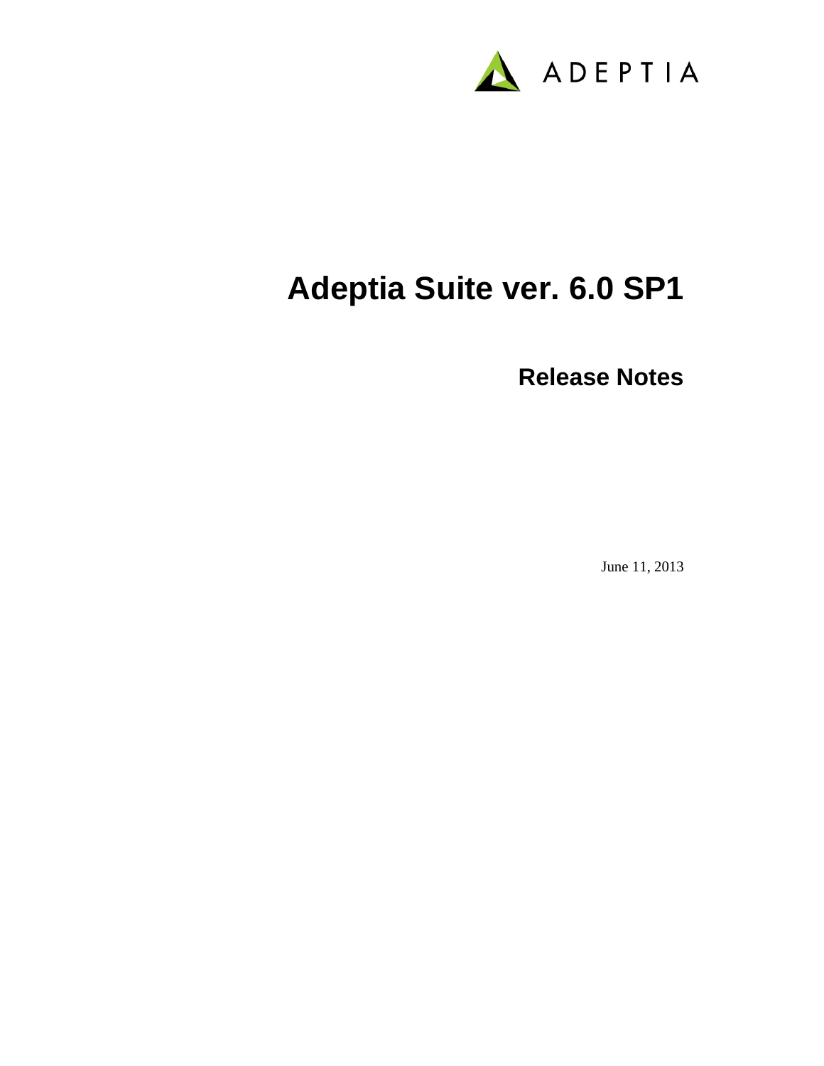ADEPTIA

# Adeptia Suite ver. 6.0 SP1

## Release Notes

June 11, 2013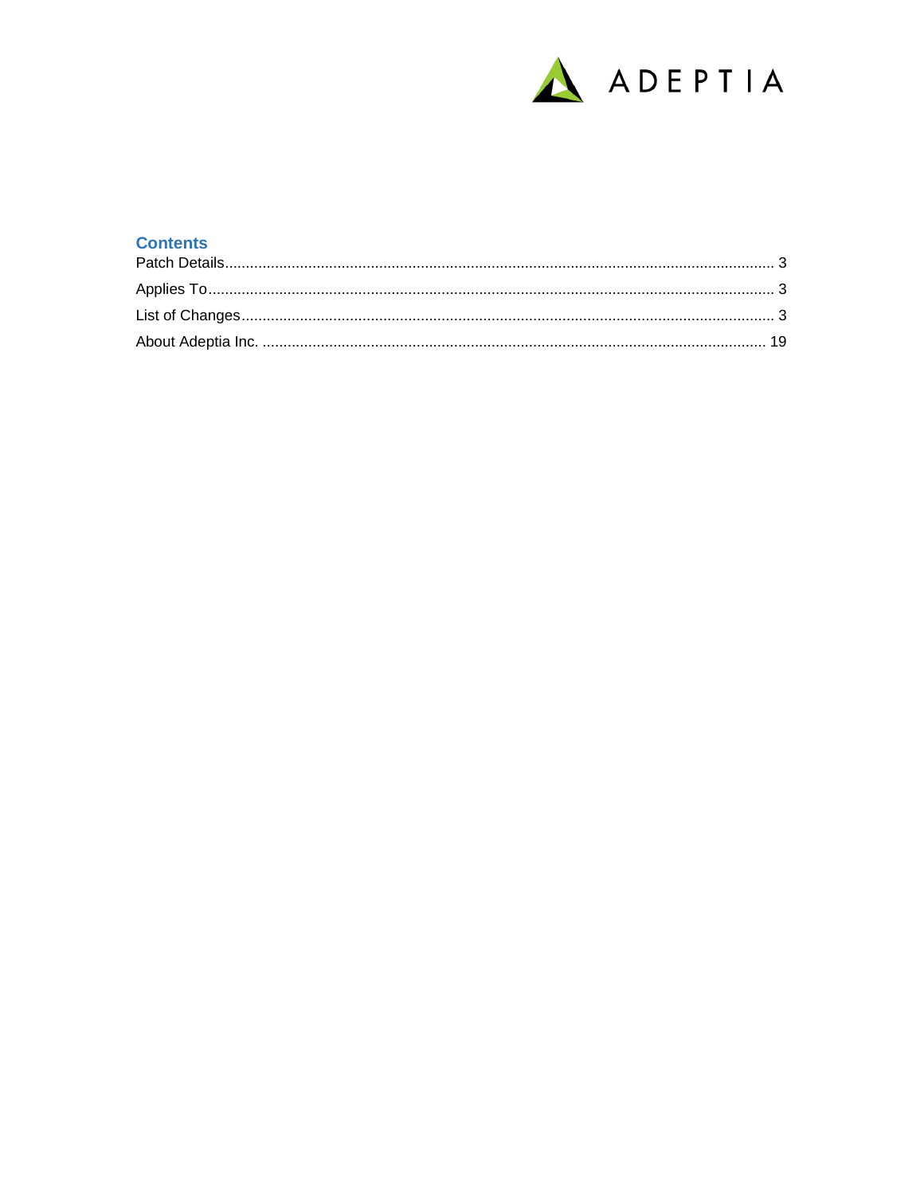## Contents

Patch Details .......................................................................................................................................... 3

Applies To .............................................................................................................................................. 3

List of Changes ....................................................................................................................................... 3

About Adeptia Inc. ................................................................................................................................ 19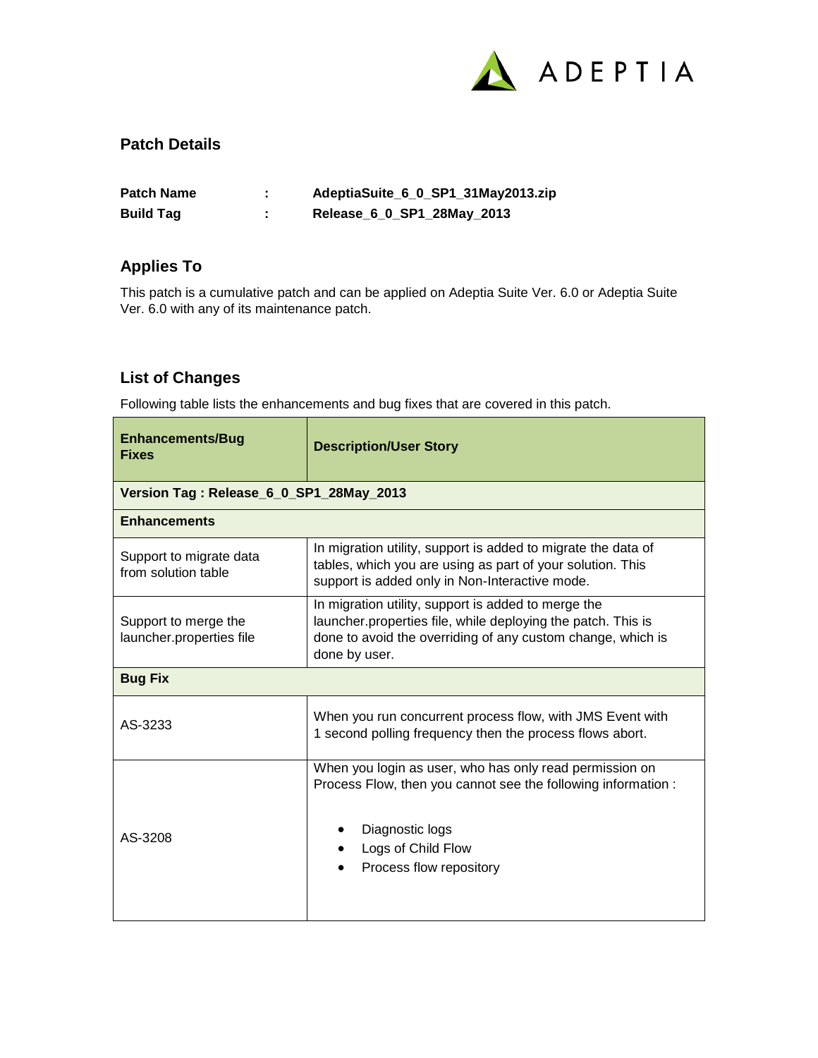## Patch Details

| | | |
|---|---|---|
| **Patch Name** | **:** | **AdeptiaSuite_6_0_SP1_31May2013.zip** |
| **Build Tag** | **:** | **Release_6_0_SP1_28May_2013** |

## Applies To

This patch is a cumulative patch and can be applied on Adeptia Suite Ver. 6.0 or Adeptia Suite Ver. 6.0 with any of its maintenance patch.

## List of Changes

Following table lists the enhancements and bug fixes that are covered in this patch.

| **Enhancements/Bug Fixes** | **Description/User Story** |
|---|---|
| **Version Tag : Release_6_0_SP1_28May_2013** | |
| **Enhancements** | |
| Support to migrate data from solution table | In migration utility, support is added to migrate the data of tables, which you are using as part of your solution. This support is added only in Non-Interactive mode. |
| Support to merge the launcher.properties file | In migration utility, support is added to merge the launcher.properties file, while deploying the patch. This is done to avoid the overriding of any custom change, which is done by user. |
| **Bug Fix** | |
| AS-3233 | When you run concurrent process flow, with JMS Event with 1 second polling frequency then the process flows abort. |
| AS-3208 | When you login as user, who has only read permission on Process Flow, then you cannot see the following information :<br>• Diagnostic logs<br>• Logs of Child Flow<br>• Process flow repository |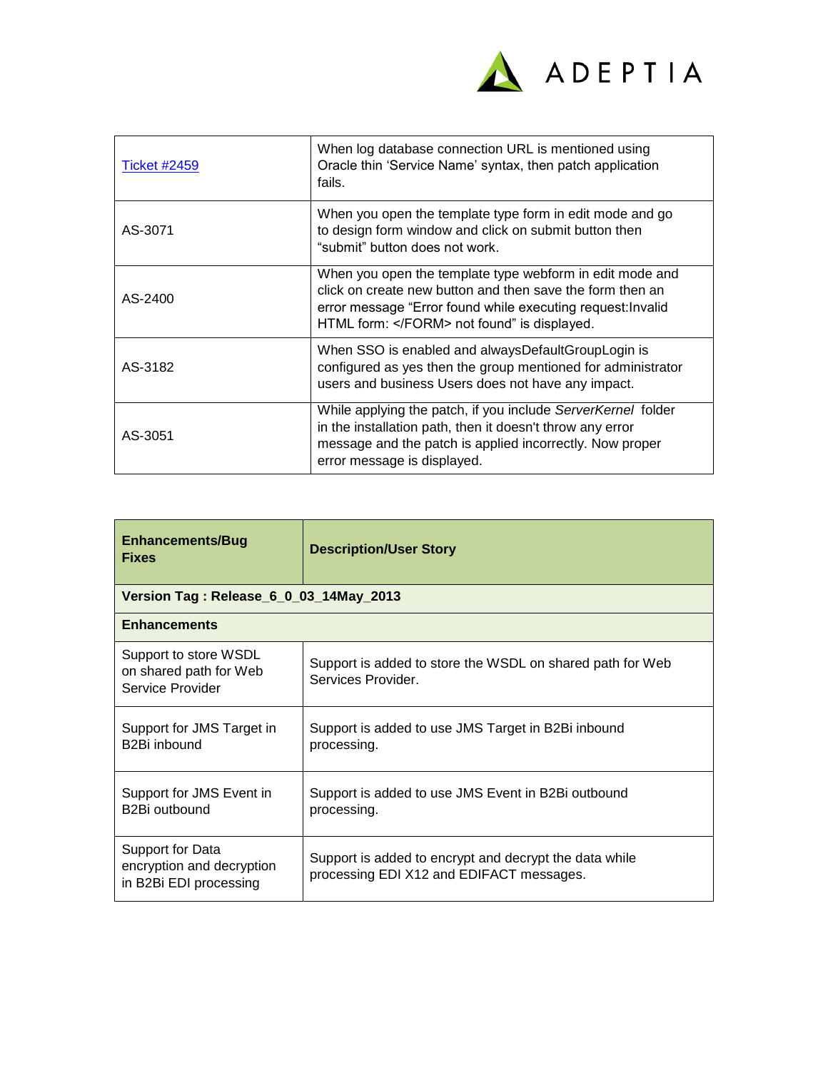| | |
|---|---|
| Ticket #2459 | When log database connection URL is mentioned using Oracle thin 'Service Name' syntax, then patch application fails. |
| AS-3071 | When you open the template type form in edit mode and go to design form window and click on submit button then "submit" button does not work. |
| AS-2400 | When you open the template type webform in edit mode and click on create new button and then save the form then an error message "Error found while executing request:Invalid HTML form: </FORM> not found" is displayed. |
| AS-3182 | When SSO is enabled and alwaysDefaultGroupLogin is configured as yes then the group mentioned for administrator users and business Users does not have any impact. |
| AS-3051 | While applying the patch, if you include *ServerKernel* folder in the installation path, then it doesn't throw any error message and the patch is applied incorrectly. Now proper error message is displayed. |

| **Enhancements/Bug Fixes** | **Description/User Story** |
|---|---|
| **Version Tag : Release_6_0_03_14May_2013** | |
| **Enhancements** | |
| Support to store WSDL on shared path for Web Service Provider | Support is added to store the WSDL on shared path for Web Services Provider. |
| Support for JMS Target in B2Bi inbound | Support is added to use JMS Target in B2Bi inbound processing. |
| Support for JMS Event in B2Bi outbound | Support is added to use JMS Event in B2Bi outbound processing. |
| Support for Data encryption and decryption in B2Bi EDI processing | Support is added to encrypt and decrypt the data while processing EDI X12 and EDIFACT messages. |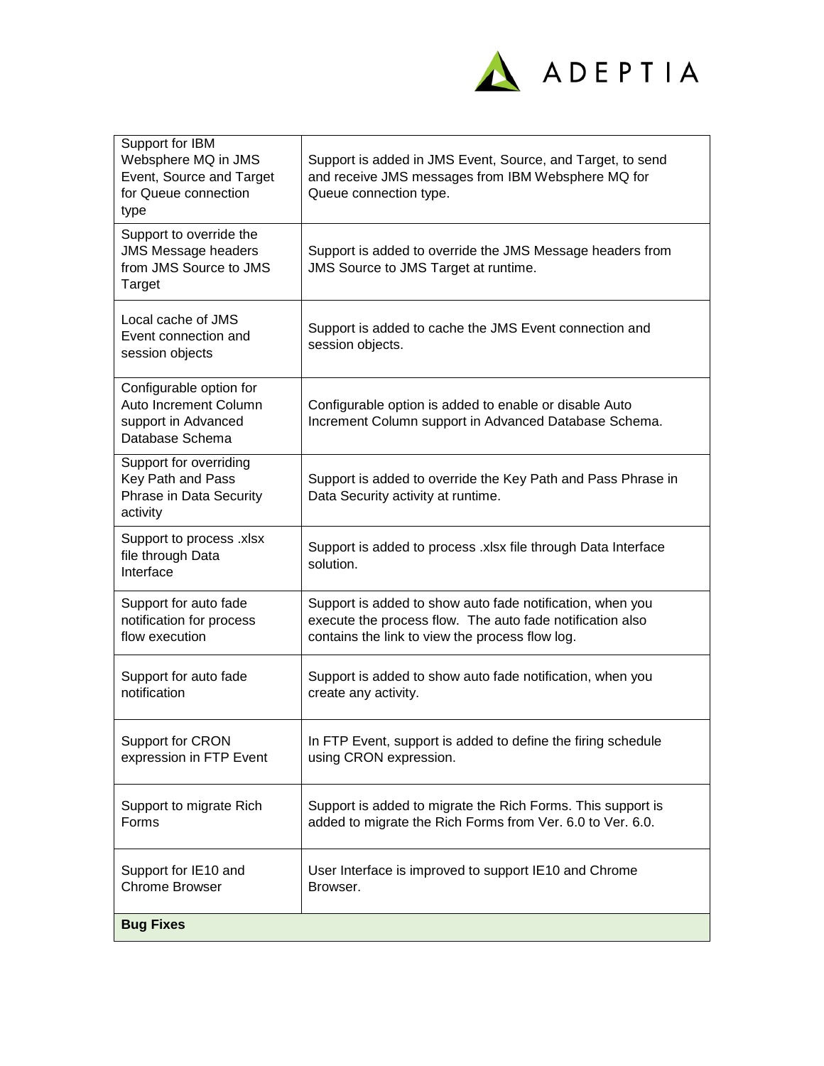| | |
|---|---|
| Support for IBM Websphere MQ in JMS Event, Source and Target for Queue connection type | Support is added in JMS Event, Source, and Target, to send and receive JMS messages from IBM Websphere MQ for Queue connection type. |
| Support to override the JMS Message headers from JMS Source to JMS Target | Support is added to override the JMS Message headers from JMS Source to JMS Target at runtime. |
| Local cache of JMS Event connection and session objects | Support is added to cache the JMS Event connection and session objects. |
| Configurable option for Auto Increment Column support in Advanced Database Schema | Configurable option is added to enable or disable Auto Increment Column support in Advanced Database Schema. |
| Support for overriding Key Path and Pass Phrase in Data Security activity | Support is added to override the Key Path and Pass Phrase in Data Security activity at runtime. |
| Support to process .xlsx file through Data Interface | Support is added to process .xlsx file through Data Interface solution. |
| Support for auto fade notification for process flow execution | Support is added to show auto fade notification, when you execute the process flow. The auto fade notification also contains the link to view the process flow log. |
| Support for auto fade notification | Support is added to show auto fade notification, when you create any activity. |
| Support for CRON expression in FTP Event | In FTP Event, support is added to define the firing schedule using CRON expression. |
| Support to migrate Rich Forms | Support is added to migrate the Rich Forms. This support is added to migrate the Rich Forms from Ver. 6.0 to Ver. 6.0. |
| Support for IE10 and Chrome Browser | User Interface is improved to support IE10 and Chrome Browser. |
| **Bug Fixes** | |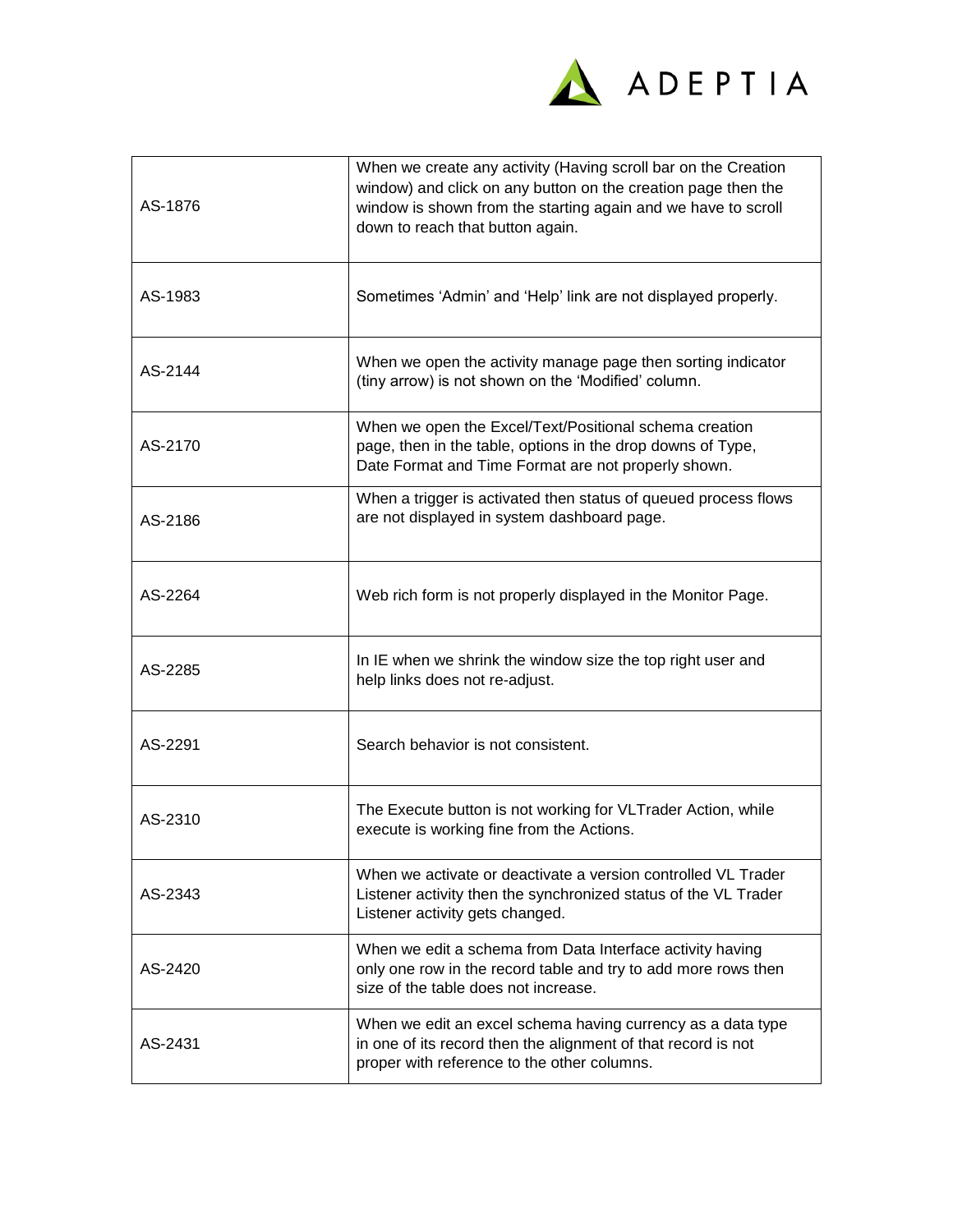| | |
|---|---|
| AS-1876 | When we create any activity (Having scroll bar on the Creation window) and click on any button on the creation page then the window is shown from the starting again and we have to scroll down to reach that button again. |
| AS-1983 | Sometimes 'Admin' and 'Help' link are not displayed properly. |
| AS-2144 | When we open the activity manage page then sorting indicator (tiny arrow) is not shown on the 'Modified' column. |
| AS-2170 | When we open the Excel/Text/Positional schema creation page, then in the table, options in the drop downs of Type, Date Format and Time Format are not properly shown. |
| AS-2186 | When a trigger is activated then status of queued process flows are not displayed in system dashboard page. |
| AS-2264 | Web rich form is not properly displayed in the Monitor Page. |
| AS-2285 | In IE when we shrink the window size the top right user and help links does not re-adjust. |
| AS-2291 | Search behavior is not consistent. |
| AS-2310 | The Execute button is not working for VLTrader Action, while execute is working fine from the Actions. |
| AS-2343 | When we activate or deactivate a version controlled VL Trader Listener activity then the synchronized status of the VL Trader Listener activity gets changed. |
| AS-2420 | When we edit a schema from Data Interface activity having only one row in the record table and try to add more rows then size of the table does not increase. |
| AS-2431 | When we edit an excel schema having currency as a data type in one of its record then the alignment of that record is not proper with reference to the other columns. |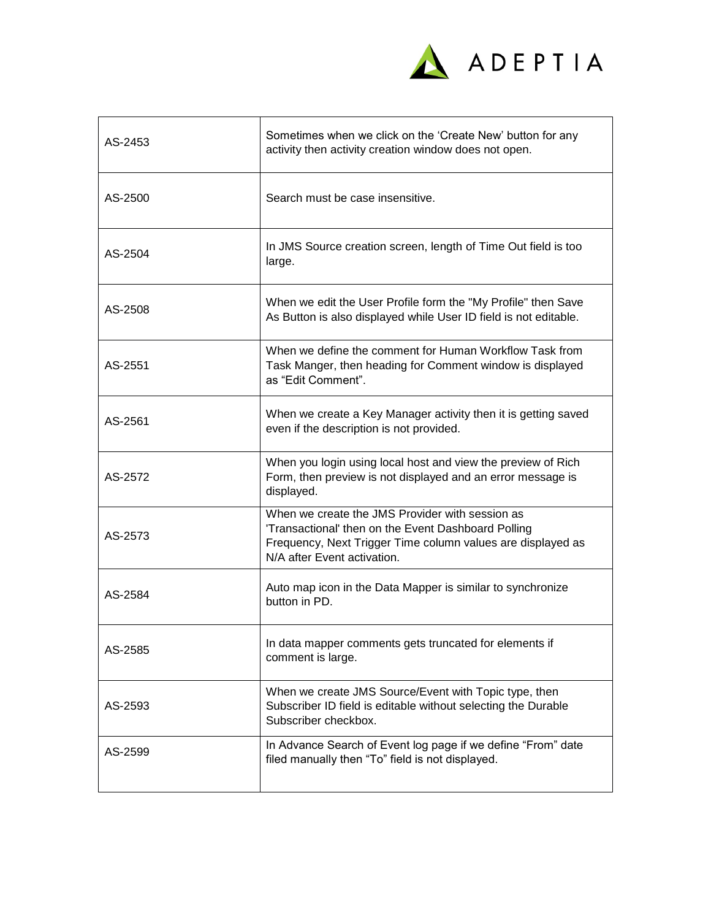| | |
|---|---|
| AS-2453 | Sometimes when we click on the 'Create New' button for any activity then activity creation window does not open. |
| AS-2500 | Search must be case insensitive. |
| AS-2504 | In JMS Source creation screen, length of Time Out field is too large. |
| AS-2508 | When we edit the User Profile form the "My Profile" then Save As Button is also displayed while User ID field is not editable. |
| AS-2551 | When we define the comment for Human Workflow Task from Task Manger, then heading for Comment window is displayed as "Edit Comment". |
| AS-2561 | When we create a Key Manager activity then it is getting saved even if the description is not provided. |
| AS-2572 | When you login using local host and view the preview of Rich Form, then preview is not displayed and an error message is displayed. |
| AS-2573 | When we create the JMS Provider with session as 'Transactional' then on the Event Dashboard Polling Frequency, Next Trigger Time column values are displayed as N/A after Event activation. |
| AS-2584 | Auto map icon in the Data Mapper is similar to synchronize button in PD. |
| AS-2585 | In data mapper comments gets truncated for elements if comment is large. |
| AS-2593 | When we create JMS Source/Event with Topic type, then Subscriber ID field is editable without selecting the Durable Subscriber checkbox. |
| AS-2599 | In Advance Search of Event log page if we define "From" date filed manually then "To" field is not displayed. |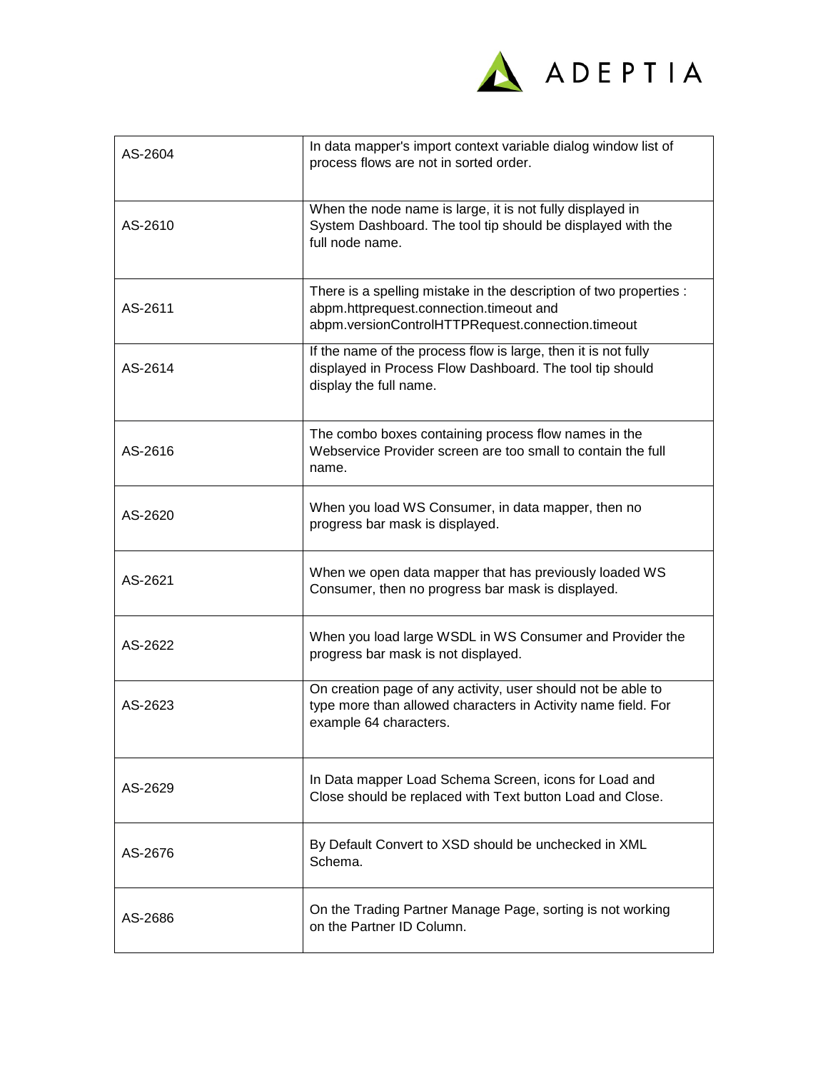| | |
|---|---|
| AS-2604 | In data mapper's import context variable dialog window list of process flows are not in sorted order. |
| AS-2610 | When the node name is large, it is not fully displayed in System Dashboard. The tool tip should be displayed with the full node name. |
| AS-2611 | There is a spelling mistake in the description of two properties : abpm.httprequest.connection.timeout and abpm.versionControlHTTPRequest.connection.timeout |
| AS-2614 | If the name of the process flow is large, then it is not fully displayed in Process Flow Dashboard. The tool tip should display the full name. |
| AS-2616 | The combo boxes containing process flow names in the Webservice Provider screen are too small to contain the full name. |
| AS-2620 | When you load WS Consumer, in data mapper, then no progress bar mask is displayed. |
| AS-2621 | When we open data mapper that has previously loaded WS Consumer, then no progress bar mask is displayed. |
| AS-2622 | When you load large WSDL in WS Consumer and Provider the progress bar mask is not displayed. |
| AS-2623 | On creation page of any activity, user should not be able to type more than allowed characters in Activity name field. For example 64 characters. |
| AS-2629 | In Data mapper Load Schema Screen, icons for Load and Close should be replaced with Text button Load and Close. |
| AS-2676 | By Default Convert to XSD should be unchecked in XML Schema. |
| AS-2686 | On the Trading Partner Manage Page, sorting is not working on the Partner ID Column. |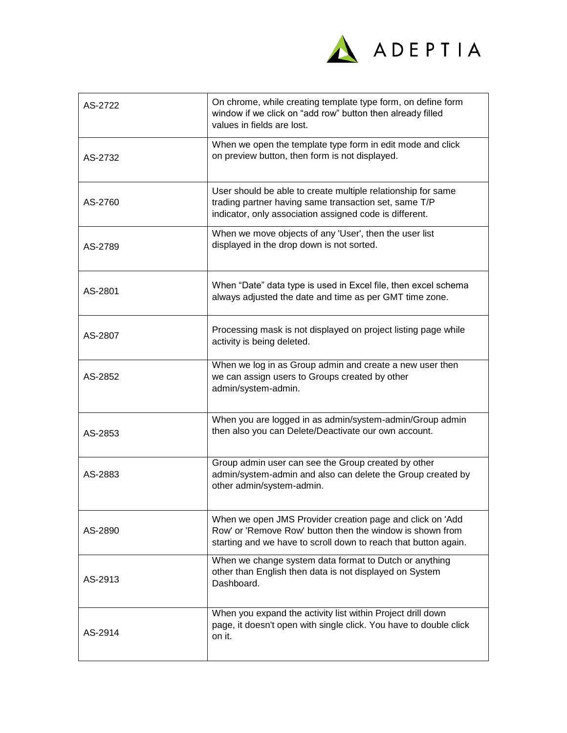| AS-2722 | On chrome, while creating template type form, on define form window if we click on “add row” button then already filled values in fields are lost. |
|---|---|
| AS-2732 | When we open the template type form in edit mode and click on preview button, then form is not displayed. |
| AS-2760 | User should be able to create multiple relationship for same trading partner having same transaction set, same T/P indicator, only association assigned code is different. |
| AS-2789 | When we move objects of any 'User', then the user list displayed in the drop down is not sorted. |
| AS-2801 | When “Date” data type is used in Excel file, then excel schema always adjusted the date and time as per GMT time zone. |
| AS-2807 | Processing mask is not displayed on project listing page while activity is being deleted. |
| AS-2852 | When we log in as Group admin and create a new user then we can assign users to Groups created by other admin/system-admin. |
| AS-2853 | When you are logged in as admin/system-admin/Group admin then also you can Delete/Deactivate our own account. |
| AS-2883 | Group admin user can see the Group created by other admin/system-admin and also can delete the Group created by other admin/system-admin. |
| AS-2890 | When we open JMS Provider creation page and click on 'Add Row' or 'Remove Row' button then the window is shown from starting and we have to scroll down to reach that button again. |
| AS-2913 | When we change system data format to Dutch or anything other than English then data is not displayed on System Dashboard. |
| AS-2914 | When you expand the activity list within Project drill down page, it doesn't open with single click. You have to double click on it. |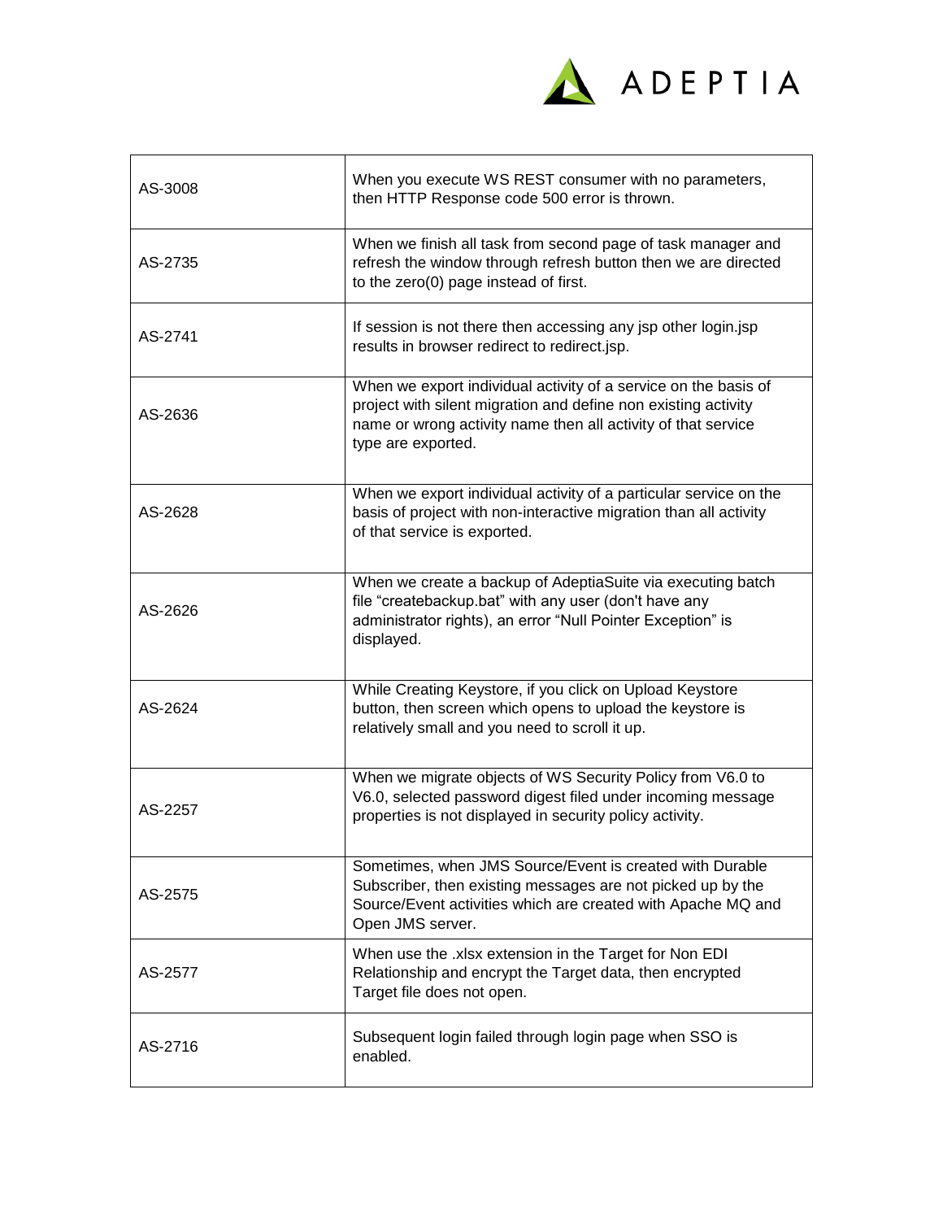| | |
|---|---|
| AS-3008 | When you execute WS REST consumer with no parameters, then HTTP Response code 500 error is thrown. |
| AS-2735 | When we finish all task from second page of task manager and refresh the window through refresh button then we are directed to the zero(0) page instead of first. |
| AS-2741 | If session is not there then accessing any jsp other login.jsp results in browser redirect to redirect.jsp. |
| AS-2636 | When we export individual activity of a service on the basis of project with silent migration and define non existing activity name or wrong activity name then all activity of that service type are exported. |
| AS-2628 | When we export individual activity of a particular service on the basis of project with non-interactive migration than all activity of that service is exported. |
| AS-2626 | When we create a backup of AdeptiaSuite via executing batch file "createbackup.bat" with any user (don't have any administrator rights), an error "Null Pointer Exception" is displayed. |
| AS-2624 | While Creating Keystore, if you click on Upload Keystore button, then screen which opens to upload the keystore is relatively small and you need to scroll it up. |
| AS-2257 | When we migrate objects of WS Security Policy from V6.0 to V6.0, selected password digest filed under incoming message properties is not displayed in security policy activity. |
| AS-2575 | Sometimes, when JMS Source/Event is created with Durable Subscriber, then existing messages are not picked up by the Source/Event activities which are created with Apache MQ and Open JMS server. |
| AS-2577 | When use the .xlsx extension in the Target for Non EDI Relationship and encrypt the Target data, then encrypted Target file does not open. |
| AS-2716 | Subsequent login failed through login page when SSO is enabled. |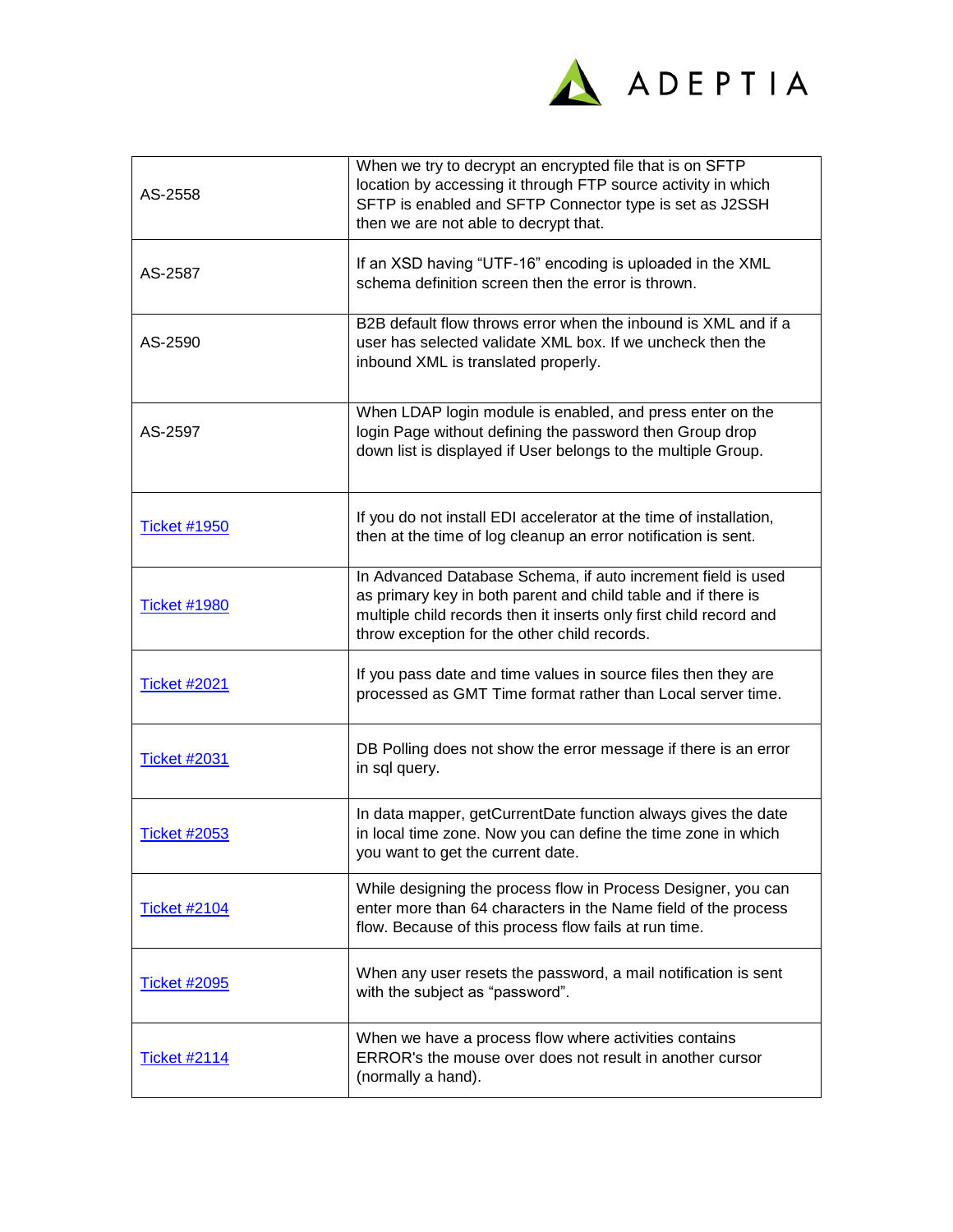| | |
|---|---|
| AS-2558 | When we try to decrypt an encrypted file that is on SFTP location by accessing it through FTP source activity in which SFTP is enabled and SFTP Connector type is set as J2SSH then we are not able to decrypt that. |
| AS-2587 | If an XSD having "UTF-16" encoding is uploaded in the XML schema definition screen then the error is thrown. |
| AS-2590 | B2B default flow throws error when the inbound is XML and if a user has selected validate XML box. If we uncheck then the inbound XML is translated properly. |
| AS-2597 | When LDAP login module is enabled, and press enter on the login Page without defining the password then Group drop down list is displayed if User belongs to the multiple Group. |
| Ticket #1950 | If you do not install EDI accelerator at the time of installation, then at the time of log cleanup an error notification is sent. |
| Ticket #1980 | In Advanced Database Schema, if auto increment field is used as primary key in both parent and child table and if there is multiple child records then it inserts only first child record and throw exception for the other child records. |
| Ticket #2021 | If you pass date and time values in source files then they are processed as GMT Time format rather than Local server time. |
| Ticket #2031 | DB Polling does not show the error message if there is an error in sql query. |
| Ticket #2053 | In data mapper, getCurrentDate function always gives the date in local time zone. Now you can define the time zone in which you want to get the current date. |
| Ticket #2104 | While designing the process flow in Process Designer, you can enter more than 64 characters in the Name field of the process flow. Because of this process flow fails at run time. |
| Ticket #2095 | When any user resets the password, a mail notification is sent with the subject as "password". |
| Ticket #2114 | When we have a process flow where activities contains ERROR's the mouse over does not result in another cursor (normally a hand). |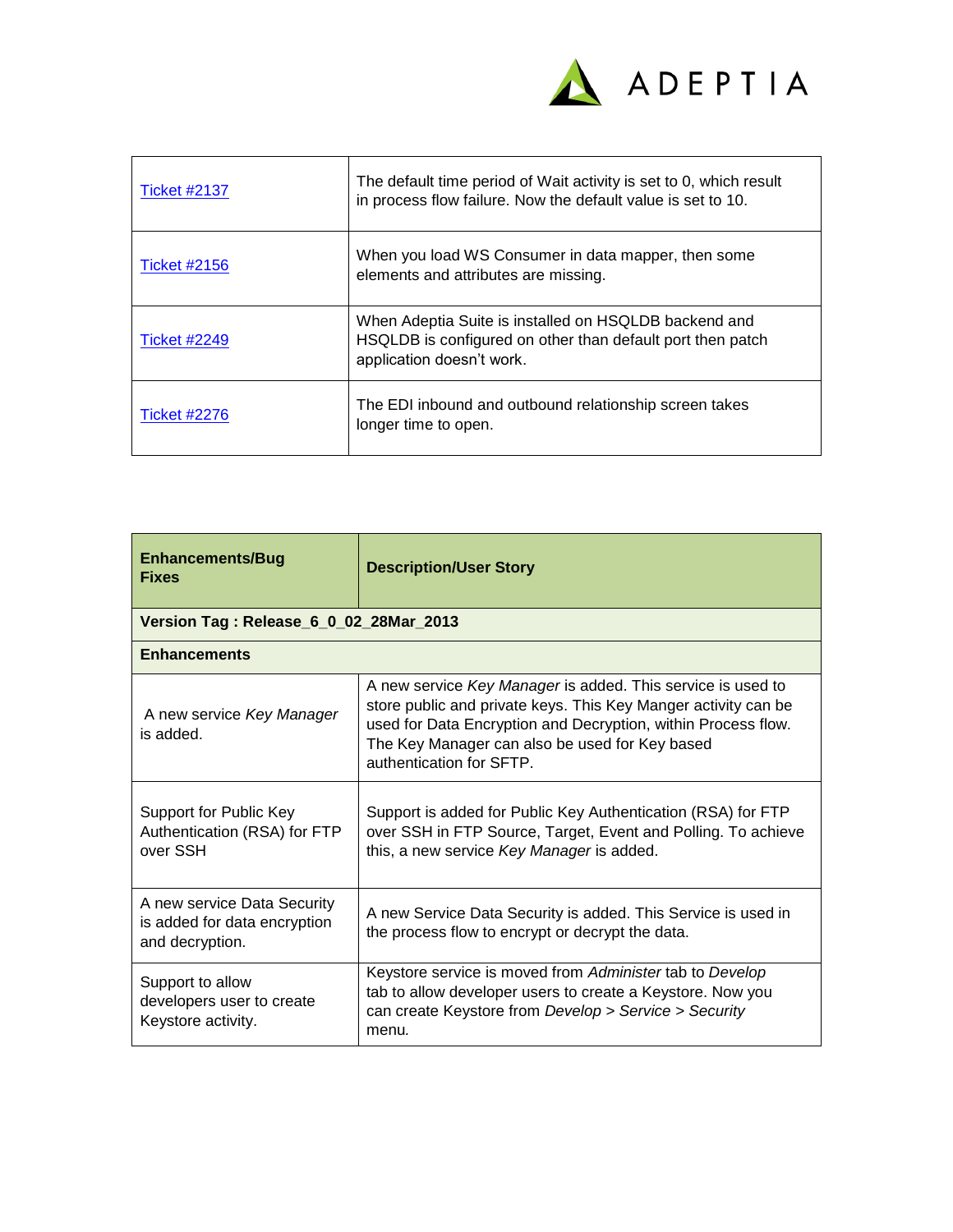| | |
|---|---|
| [Ticket #2137]() | The default time period of Wait activity is set to 0, which result in process flow failure. Now the default value is set to 10. |
| [Ticket #2156]() | When you load WS Consumer in data mapper, then some elements and attributes are missing. |
| [Ticket #2249]() | When Adeptia Suite is installed on HSQLDB backend and HSQLDB is configured on other than default port then patch application doesn't work. |
| [Ticket #2276]() | The EDI inbound and outbound relationship screen takes longer time to open. |

| **Enhancements/Bug Fixes** | **Description/User Story** |
|---|---|
| **Version Tag : Release_6_0_02_28Mar_2013** | |
| **Enhancements** | |
| A new service *Key Manager* is added. | A new service *Key Manager* is added. This service is used to store public and private keys. This Key Manger activity can be used for Data Encryption and Decryption, within Process flow. The Key Manager can also be used for Key based authentication for SFTP. |
| Support for Public Key Authentication (RSA) for FTP over SSH | Support is added for Public Key Authentication (RSA) for FTP over SSH in FTP Source, Target, Event and Polling. To achieve this, a new service *Key Manager* is added. |
| A new service Data Security is added for data encryption and decryption. | A new Service Data Security is added. This Service is used in the process flow to encrypt or decrypt the data. |
| Support to allow developers user to create Keystore activity. | Keystore service is moved from *Administer* tab to *Develop* tab to allow developer users to create a Keystore. Now you can create Keystore from *Develop* > *Service* > *Security* menu. |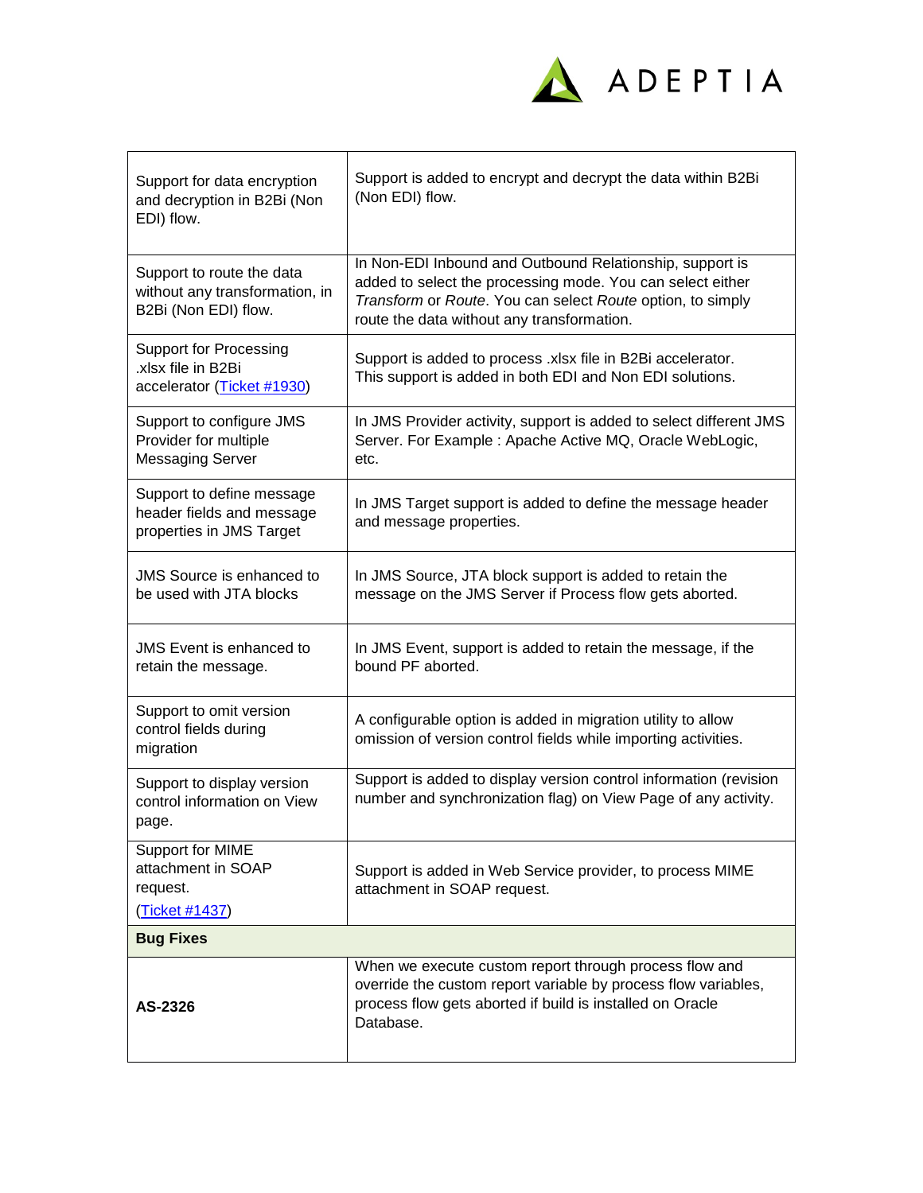| | |
|---|---|
| Support for data encryption and decryption in B2Bi (Non EDI) flow. | Support is added to encrypt and decrypt the data within B2Bi (Non EDI) flow. |
| Support to route the data without any transformation, in B2Bi (Non EDI) flow. | In Non-EDI Inbound and Outbound Relationship, support is added to select the processing mode. You can select either *Transform* or *Route*. You can select *Route* option, to simply route the data without any transformation. |
| Support for Processing .xlsx file in B2Bi accelerator (Ticket #1930) | Support is added to process .xlsx file in B2Bi accelerator. This support is added in both EDI and Non EDI solutions. |
| Support to configure JMS Provider for multiple Messaging Server | In JMS Provider activity, support is added to select different JMS Server. For Example : Apache Active MQ, Oracle WebLogic, etc. |
| Support to define message header fields and message properties in JMS Target | In JMS Target support is added to define the message header and message properties. |
| JMS Source is enhanced to be used with JTA blocks | In JMS Source, JTA block support is added to retain the message on the JMS Server if Process flow gets aborted. |
| JMS Event is enhanced to retain the message. | In JMS Event, support is added to retain the message, if the bound PF aborted. |
| Support to omit version control fields during migration | A configurable option is added in migration utility to allow omission of version control fields while importing activities. |
| Support to display version control information on View page. | Support is added to display version control information (revision number and synchronization flag) on View Page of any activity. |
| Support for MIME attachment in SOAP request. (Ticket #1437) | Support is added in Web Service provider, to process MIME attachment in SOAP request. |
| **Bug Fixes** | |
| **AS-2326** | When we execute custom report through process flow and override the custom report variable by process flow variables, process flow gets aborted if build is installed on Oracle Database. |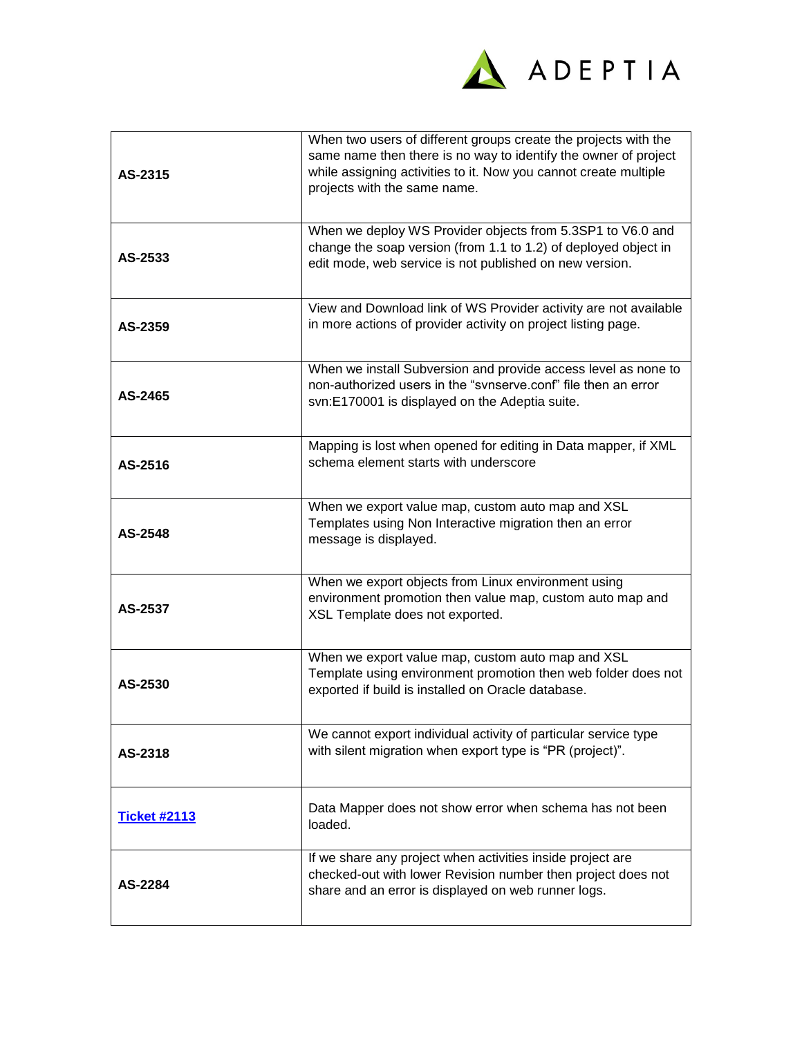| | |
|---|---|
| **AS-2315** | When two users of different groups create the projects with the same name then there is no way to identify the owner of project while assigning activities to it. Now you cannot create multiple projects with the same name. |
| **AS-2533** | When we deploy WS Provider objects from 5.3SP1 to V6.0 and change the soap version (from 1.1 to 1.2) of deployed object in edit mode, web service is not published on new version. |
| **AS-2359** | View and Download link of WS Provider activity are not available in more actions of provider activity on project listing page. |
| **AS-2465** | When we install Subversion and provide access level as none to non-authorized users in the "svnserve.conf" file then an error svn:E170001 is displayed on the Adeptia suite. |
| **AS-2516** | Mapping is lost when opened for editing in Data mapper, if XML schema element starts with underscore |
| **AS-2548** | When we export value map, custom auto map and XSL Templates using Non Interactive migration then an error message is displayed. |
| **AS-2537** | When we export objects from Linux environment using environment promotion then value map, custom auto map and XSL Template does not exported. |
| **AS-2530** | When we export value map, custom auto map and XSL Template using environment promotion then web folder does not exported if build is installed on Oracle database. |
| **AS-2318** | We cannot export individual activity of particular service type with silent migration when export type is "PR (project)". |
| **Ticket #2113** | Data Mapper does not show error when schema has not been loaded. |
| **AS-2284** | If we share any project when activities inside project are checked-out with lower Revision number then project does not share and an error is displayed on web runner logs. |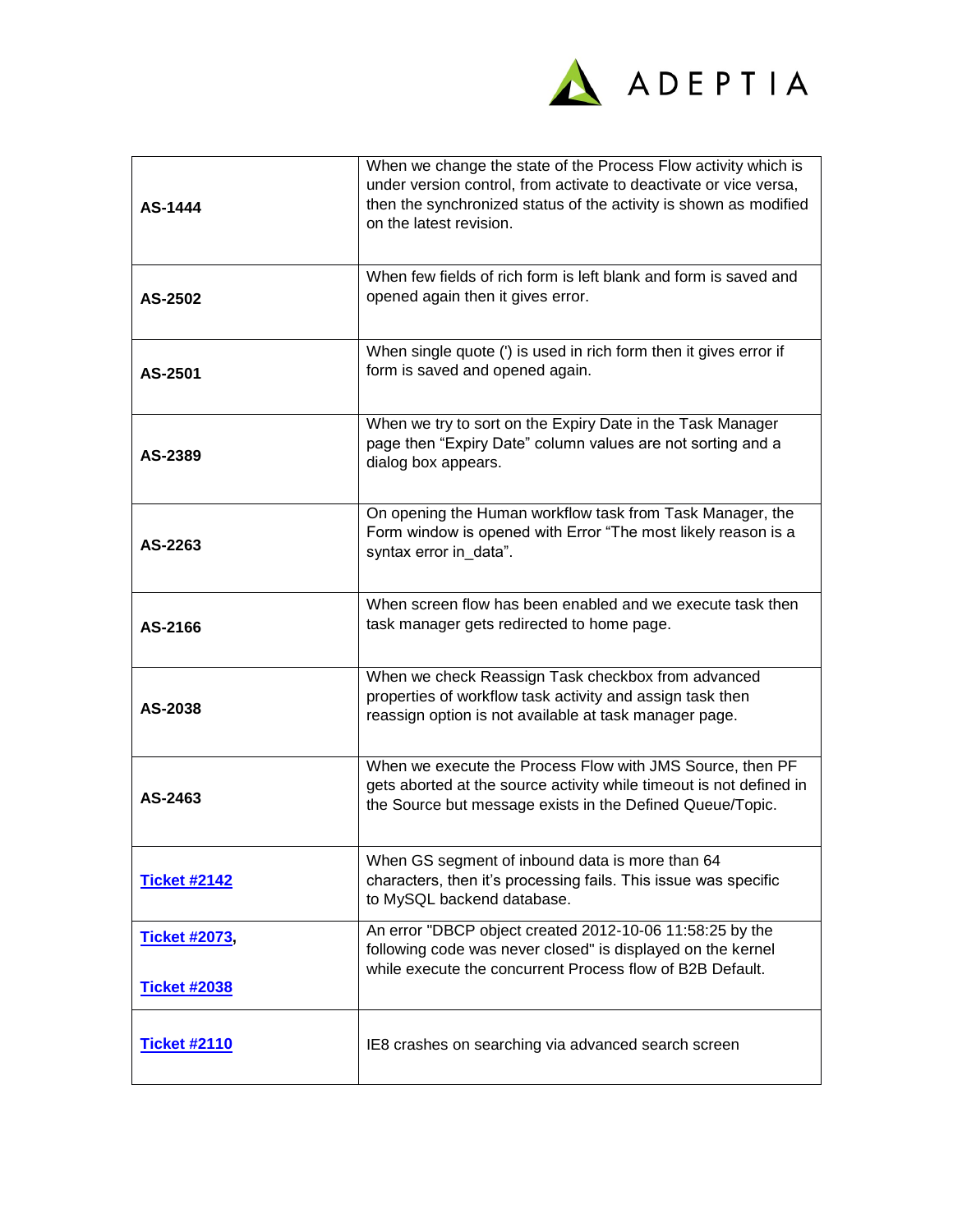| | |
|---|---|
| **AS-1444** | When we change the state of the Process Flow activity which is under version control, from activate to deactivate or vice versa, then the synchronized status of the activity is shown as modified on the latest revision. |
| **AS-2502** | When few fields of rich form is left blank and form is saved and opened again then it gives error. |
| **AS-2501** | When single quote (') is used in rich form then it gives error if form is saved and opened again. |
| **AS-2389** | When we try to sort on the Expiry Date in the Task Manager page then "Expiry Date" column values are not sorting and a dialog box appears. |
| **AS-2263** | On opening the Human workflow task from Task Manager, the Form window is opened with Error "The most likely reason is a syntax error in_data". |
| **AS-2166** | When screen flow has been enabled and we execute task then task manager gets redirected to home page. |
| **AS-2038** | When we check Reassign Task checkbox from advanced properties of workflow task activity and assign task then reassign option is not available at task manager page. |
| **AS-2463** | When we execute the Process Flow with JMS Source, then PF gets aborted at the source activity while timeout is not defined in the Source but message exists in the Defined Queue/Topic. |
| **Ticket #2142** | When GS segment of inbound data is more than 64 characters, then it's processing fails. This issue was specific to MySQL backend database. |
| **Ticket #2073**, **Ticket #2038** | An error "DBCP object created 2012-10-06 11:58:25 by the following code was never closed" is displayed on the kernel while execute the concurrent Process flow of B2B Default. |
| **Ticket #2110** | IE8 crashes on searching via advanced search screen |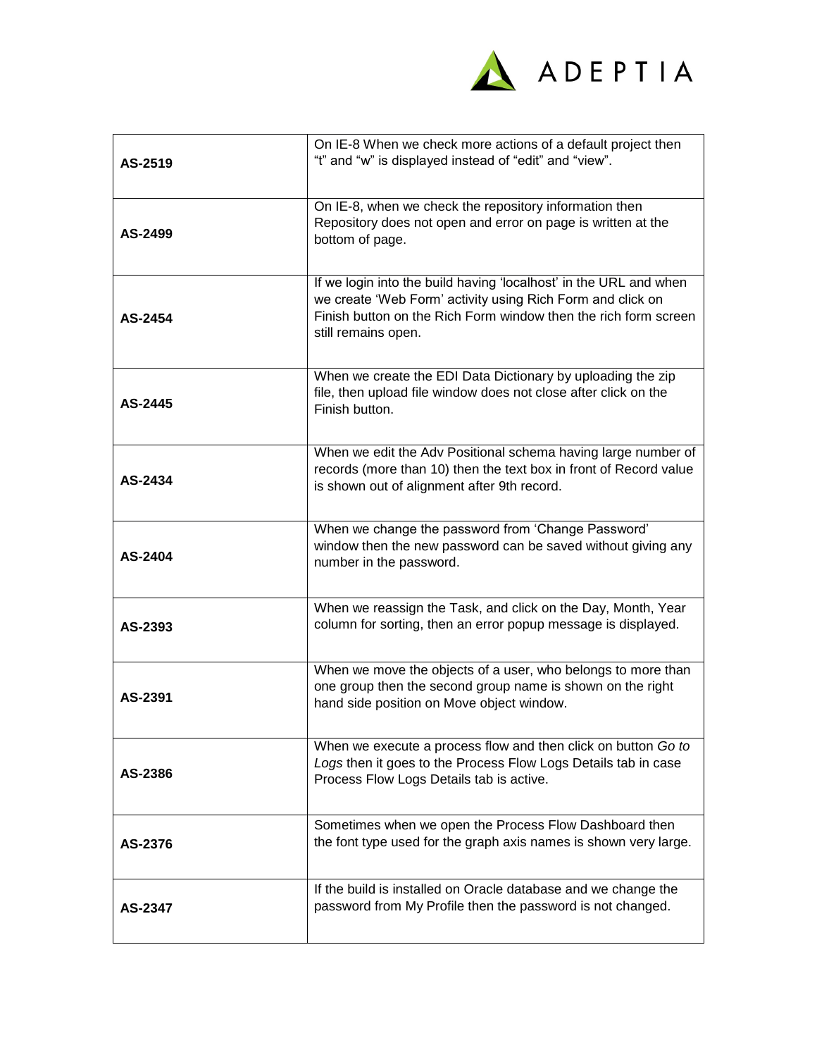| | |
|---|---|
| **AS-2519** | On IE-8 When we check more actions of a default project then "t" and "w" is displayed instead of "edit" and "view". |
| **AS-2499** | On IE-8, when we check the repository information then Repository does not open and error on page is written at the bottom of page. |
| **AS-2454** | If we login into the build having 'localhost' in the URL and when we create 'Web Form' activity using Rich Form and click on Finish button on the Rich Form window then the rich form screen still remains open. |
| **AS-2445** | When we create the EDI Data Dictionary by uploading the zip file, then upload file window does not close after click on the Finish button. |
| **AS-2434** | When we edit the Adv Positional schema having large number of records (more than 10) then the text box in front of Record value is shown out of alignment after 9th record. |
| **AS-2404** | When we change the password from 'Change Password' window then the new password can be saved without giving any number in the password. |
| **AS-2393** | When we reassign the Task, and click on the Day, Month, Year column for sorting, then an error popup message is displayed. |
| **AS-2391** | When we move the objects of a user, who belongs to more than one group then the second group name is shown on the right hand side position on Move object window. |
| **AS-2386** | When we execute a process flow and then click on button *Go to Logs* then it goes to the Process Flow Logs Details tab in case Process Flow Logs Details tab is active. |
| **AS-2376** | Sometimes when we open the Process Flow Dashboard then the font type used for the graph axis names is shown very large. |
| **AS-2347** | If the build is installed on Oracle database and we change the password from My Profile then the password is not changed. |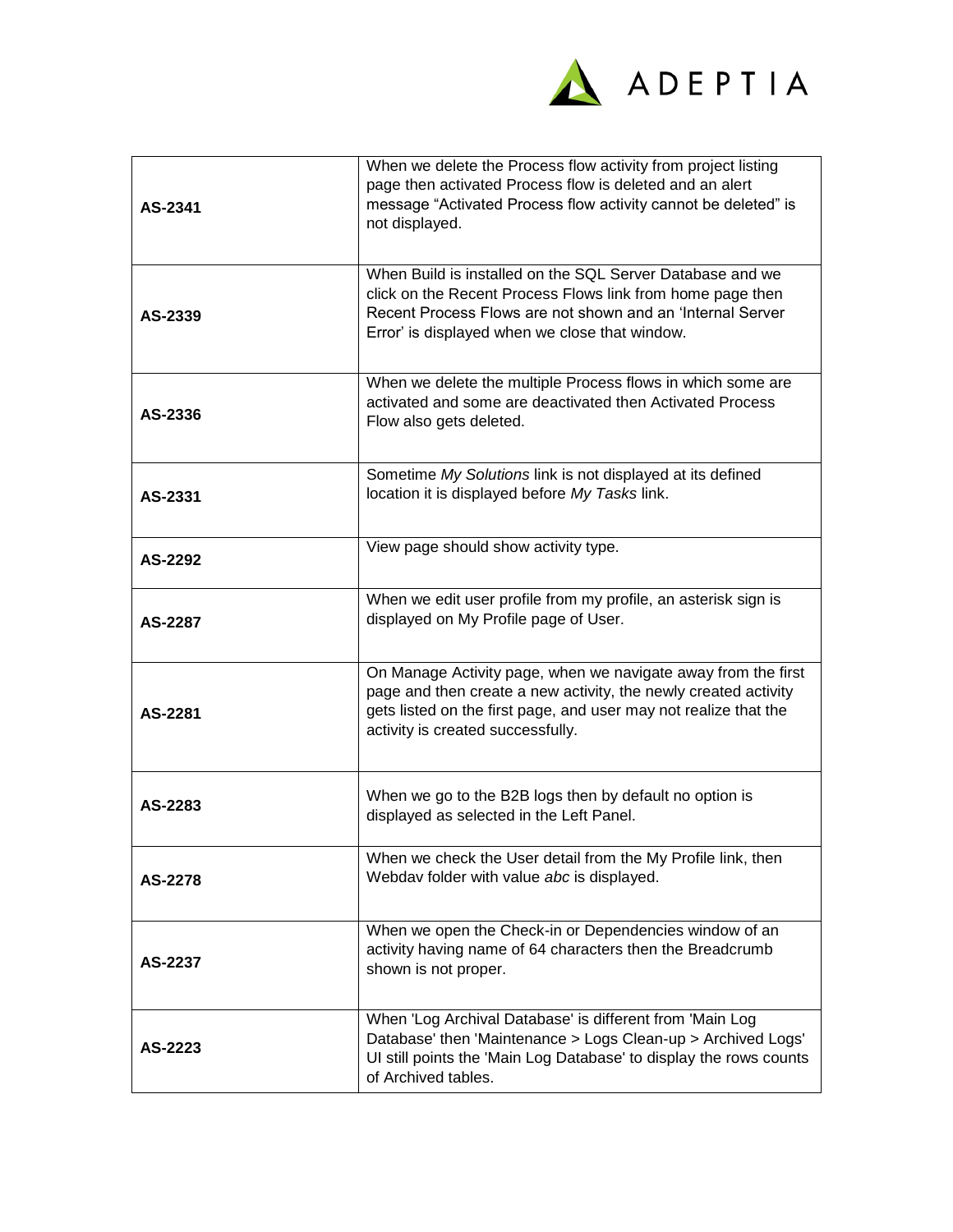| | |
|---|---|
| **AS-2341** | When we delete the Process flow activity from project listing page then activated Process flow is deleted and an alert message "Activated Process flow activity cannot be deleted" is not displayed. |
| **AS-2339** | When Build is installed on the SQL Server Database and we click on the Recent Process Flows link from home page then Recent Process Flows are not shown and an 'Internal Server Error' is displayed when we close that window. |
| **AS-2336** | When we delete the multiple Process flows in which some are activated and some are deactivated then Activated Process Flow also gets deleted. |
| **AS-2331** | Sometime *My Solutions* link is not displayed at its defined location it is displayed before *My Tasks* link. |
| **AS-2292** | View page should show activity type. |
| **AS-2287** | When we edit user profile from my profile, an asterisk sign is displayed on My Profile page of User. |
| **AS-2281** | On Manage Activity page, when we navigate away from the first page and then create a new activity, the newly created activity gets listed on the first page, and user may not realize that the activity is created successfully. |
| **AS-2283** | When we go to the B2B logs then by default no option is displayed as selected in the Left Panel. |
| **AS-2278** | When we check the User detail from the My Profile link, then Webdav folder with value *abc* is displayed. |
| **AS-2237** | When we open the Check-in or Dependencies window of an activity having name of 64 characters then the Breadcrumb shown is not proper. |
| **AS-2223** | When 'Log Archival Database' is different from 'Main Log Database' then 'Maintenance > Logs Clean-up > Archived Logs' UI still points the 'Main Log Database' to display the rows counts of Archived tables. |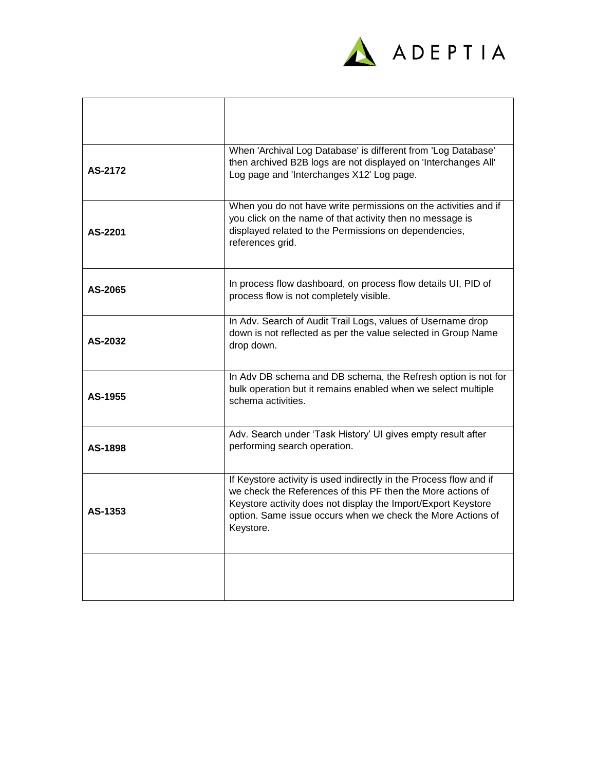| | |
|---|---|
| AS-2172 | When 'Archival Log Database' is different from 'Log Database' then archived B2B logs are not displayed on 'Interchanges All' Log page and 'Interchanges X12' Log page. |
| AS-2201 | When you do not have write permissions on the activities and if you click on the name of that activity then no message is displayed related to the Permissions on dependencies, references grid. |
| AS-2065 | In process flow dashboard, on process flow details UI, PID of process flow is not completely visible. |
| AS-2032 | In Adv. Search of Audit Trail Logs, values of Username drop down is not reflected as per the value selected in Group Name drop down. |
| AS-1955 | In Adv DB schema and DB schema, the Refresh option is not for bulk operation but it remains enabled when we select multiple schema activities. |
| AS-1898 | Adv. Search under 'Task History' UI gives empty result after performing search operation. |
| AS-1353 | If Keystore activity is used indirectly in the Process flow and if we check the References of this PF then the More actions of Keystore activity does not display the Import/Export Keystore option. Same issue occurs when we check the More Actions of Keystore. |
| | |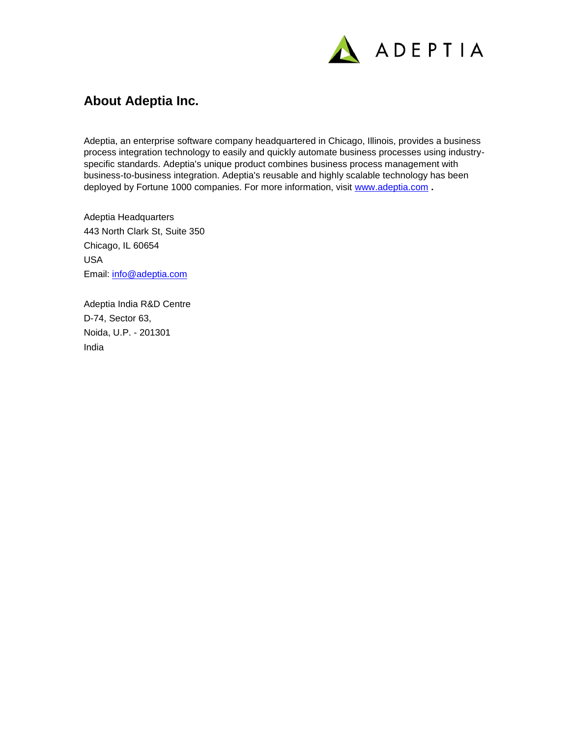## About Adeptia Inc.

Adeptia, an enterprise software company headquartered in Chicago, Illinois, provides a business process integration technology to easily and quickly automate business processes using industry-specific standards. Adeptia's unique product combines business process management with business-to-business integration. Adeptia's reusable and highly scalable technology has been deployed by Fortune 1000 companies. For more information, visit www.adeptia.com .

Adeptia Headquarters
443 North Clark St, Suite 350
Chicago, IL 60654
USA
Email: info@adeptia.com

Adeptia India R&D Centre
D-74, Sector 63,
Noida, U.P. - 201301
India